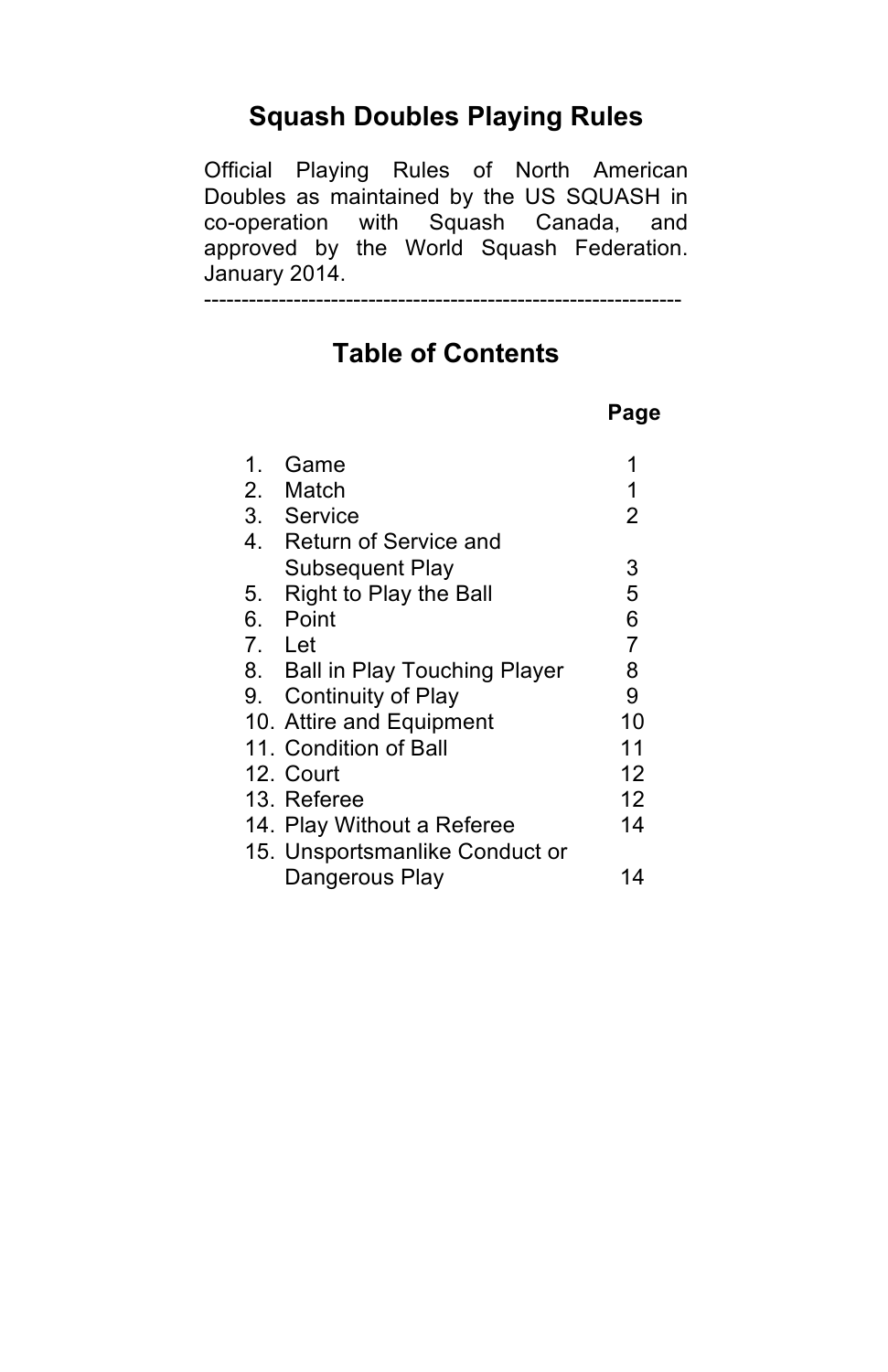# Squash Doubles Playing Rules

Official Playing Rules of North American Doubles as maintained by the US SQUASH in co-operation with Squash Canada, and approved by the World Squash Federation. January 2014.

---

## Table of Contents

| | | Page |
|---|---|---|
| 1. | Game | 1 |
| 2. | Match | 1 |
| 3. | Service | 2 |
| 4. | Return of Service and Subsequent Play | 3 |
| 5. | Right to Play the Ball | 5 |
| 6. | Point | 6 |
| 7. | Let | 7 |
| 8. | Ball in Play Touching Player | 8 |
| 9. | Continuity of Play | 9 |
| 10. | Attire and Equipment | 10 |
| 11. | Condition of Ball | 11 |
| 12. | Court | 12 |
| 13. | Referee | 12 |
| 14. | Play Without a Referee | 14 |
| 15. | Unsportsmanlike Conduct or Dangerous Play | 14 |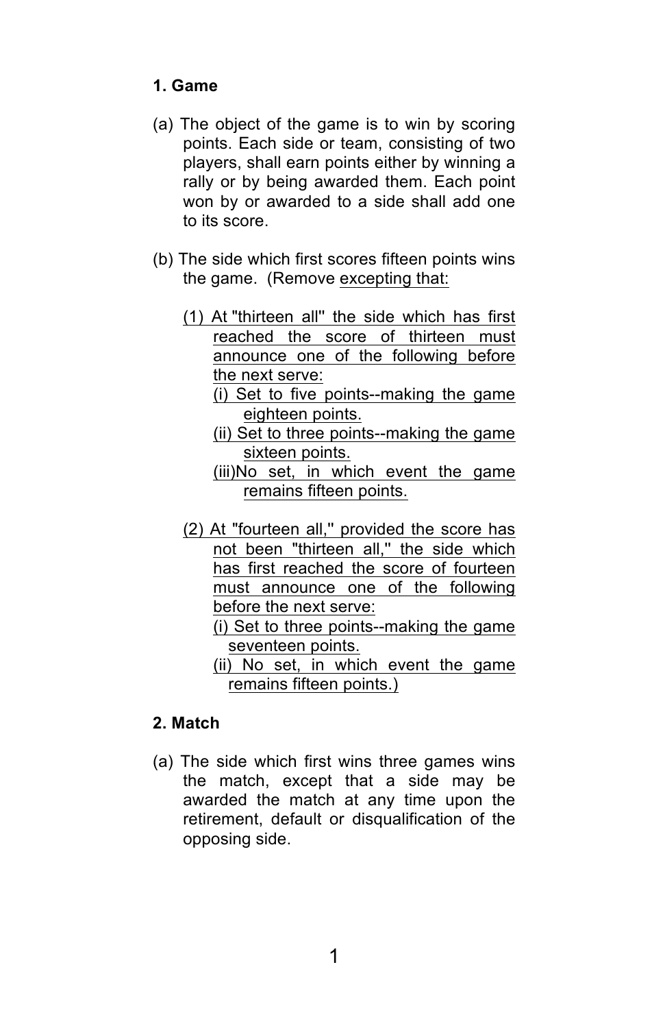**1. Game**

(a) The object of the game is to win by scoring points. Each side or team, consisting of two players, shall earn points either by winning a rally or by being awarded them. Each point won by or awarded to a side shall add one to its score.

(b) The side which first scores fifteen points wins the game. (Remove <u>excepting that:</u>

<u>(1) At "thirteen all" the side which has first reached the score of thirteen must announce one of the following before the next serve:</u>

<u>(i) Set to five points--making the game eighteen points.</u>

<u>(ii) Set to three points--making the game sixteen points.</u>

<u>(iii)No set, in which event the game remains fifteen points.</u>

<u>(2) At "fourteen all," provided the score has not been "thirteen all," the side which has first reached the score of fourteen must announce one of the following before the next serve:</u>

<u>(i) Set to three points--making the game seventeen points.</u>

<u>(ii) No set, in which event the game remains fifteen points.)</u>

**2. Match**

(a) The side which first wins three games wins the match, except that a side may be awarded the match at any time upon the retirement, default or disqualification of the opposing side.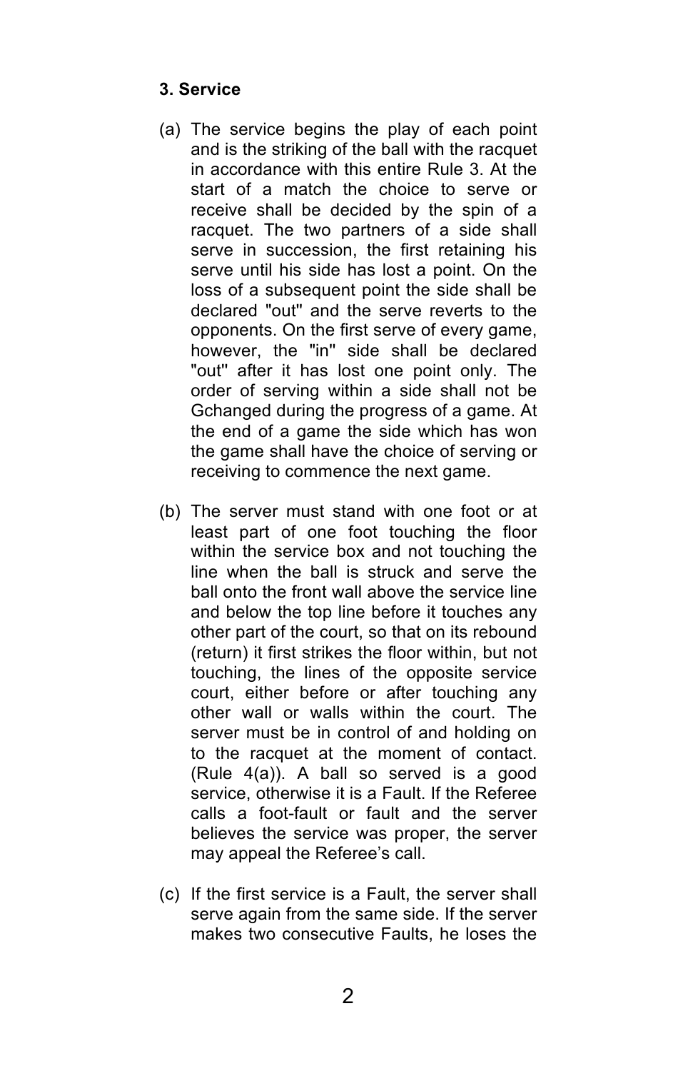**3. Service**

(a) The service begins the play of each point and is the striking of the ball with the racquet in accordance with this entire Rule 3. At the start of a match the choice to serve or receive shall be decided by the spin of a racquet. The two partners of a side shall serve in succession, the first retaining his serve until his side has lost a point. On the loss of a subsequent point the side shall be declared "out" and the serve reverts to the opponents. On the first serve of every game, however, the "in" side shall be declared "out" after it has lost one point only. The order of serving within a side shall not be Gchanged during the progress of a game. At the end of a game the side which has won the game shall have the choice of serving or receiving to commence the next game.

(b) The server must stand with one foot or at least part of one foot touching the floor within the service box and not touching the line when the ball is struck and serve the ball onto the front wall above the service line and below the top line before it touches any other part of the court, so that on its rebound (return) it first strikes the floor within, but not touching, the lines of the opposite service court, either before or after touching any other wall or walls within the court. The server must be in control of and holding on to the racquet at the moment of contact. (Rule 4(a)). A ball so served is a good service, otherwise it is a Fault. If the Referee calls a foot-fault or fault and the server believes the service was proper, the server may appeal the Referee's call.

(c) If the first service is a Fault, the server shall serve again from the same side. If the server makes two consecutive Faults, he loses the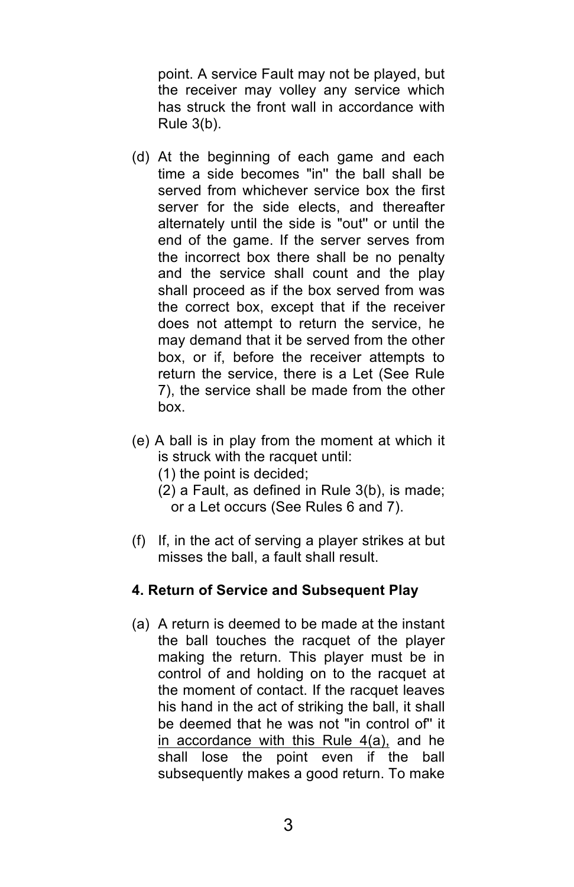point. A service Fault may not be played, but the receiver may volley any service which has struck the front wall in accordance with Rule 3(b).

(d) At the beginning of each game and each time a side becomes "in" the ball shall be served from whichever service box the first server for the side elects, and thereafter alternately until the side is "out" or until the end of the game. If the server serves from the incorrect box there shall be no penalty and the service shall count and the play shall proceed as if the box served from was the correct box, except that if the receiver does not attempt to return the service, he may demand that it be served from the other box, or if, before the receiver attempts to return the service, there is a Let (See Rule 7), the service shall be made from the other box.

(e) A ball is in play from the moment at which it is struck with the racquet until:

  (1) the point is decided;

  (2) a Fault, as defined in Rule 3(b), is made; or a Let occurs (See Rules 6 and 7).

(f) If, in the act of serving a player strikes at but misses the ball, a fault shall result.

**4. Return of Service and Subsequent Play**

(a) A return is deemed to be made at the instant the ball touches the racquet of the player making the return. This player must be in control of and holding on to the racquet at the moment of contact. If the racquet leaves his hand in the act of striking the ball, it shall be deemed that he was not "in control of" it in accordance with this Rule 4(a), and he shall lose the point even if the ball subsequently makes a good return. To make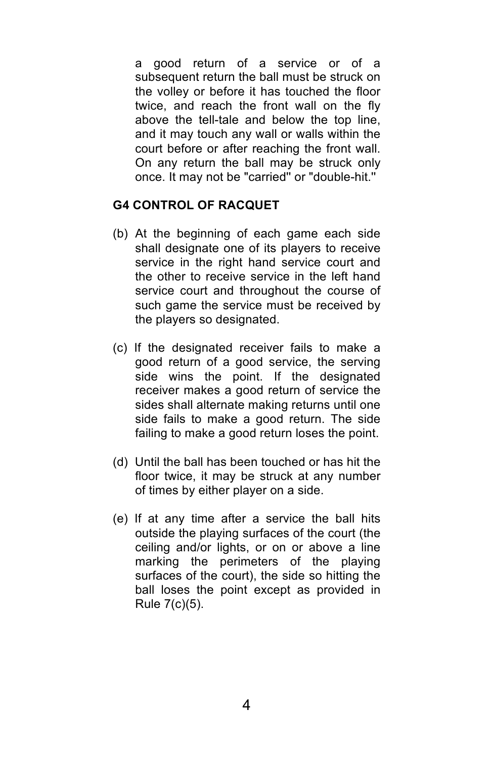a good return of a service or of a subsequent return the ball must be struck on the volley or before it has touched the floor twice, and reach the front wall on the fly above the tell-tale and below the top line, and it may touch any wall or walls within the court before or after reaching the front wall. On any return the ball may be struck only once. It may not be "carried" or "double-hit."

**G4 CONTROL OF RACQUET**

(b) At the beginning of each game each side shall designate one of its players to receive service in the right hand service court and the other to receive service in the left hand service court and throughout the course of such game the service must be received by the players so designated.

(c) If the designated receiver fails to make a good return of a good service, the serving side wins the point. If the designated receiver makes a good return of service the sides shall alternate making returns until one side fails to make a good return. The side failing to make a good return loses the point.

(d) Until the ball has been touched or has hit the floor twice, it may be struck at any number of times by either player on a side.

(e) If at any time after a service the ball hits outside the playing surfaces of the court (the ceiling and/or lights, or on or above a line marking the perimeters of the playing surfaces of the court), the side so hitting the ball loses the point except as provided in Rule 7(c)(5).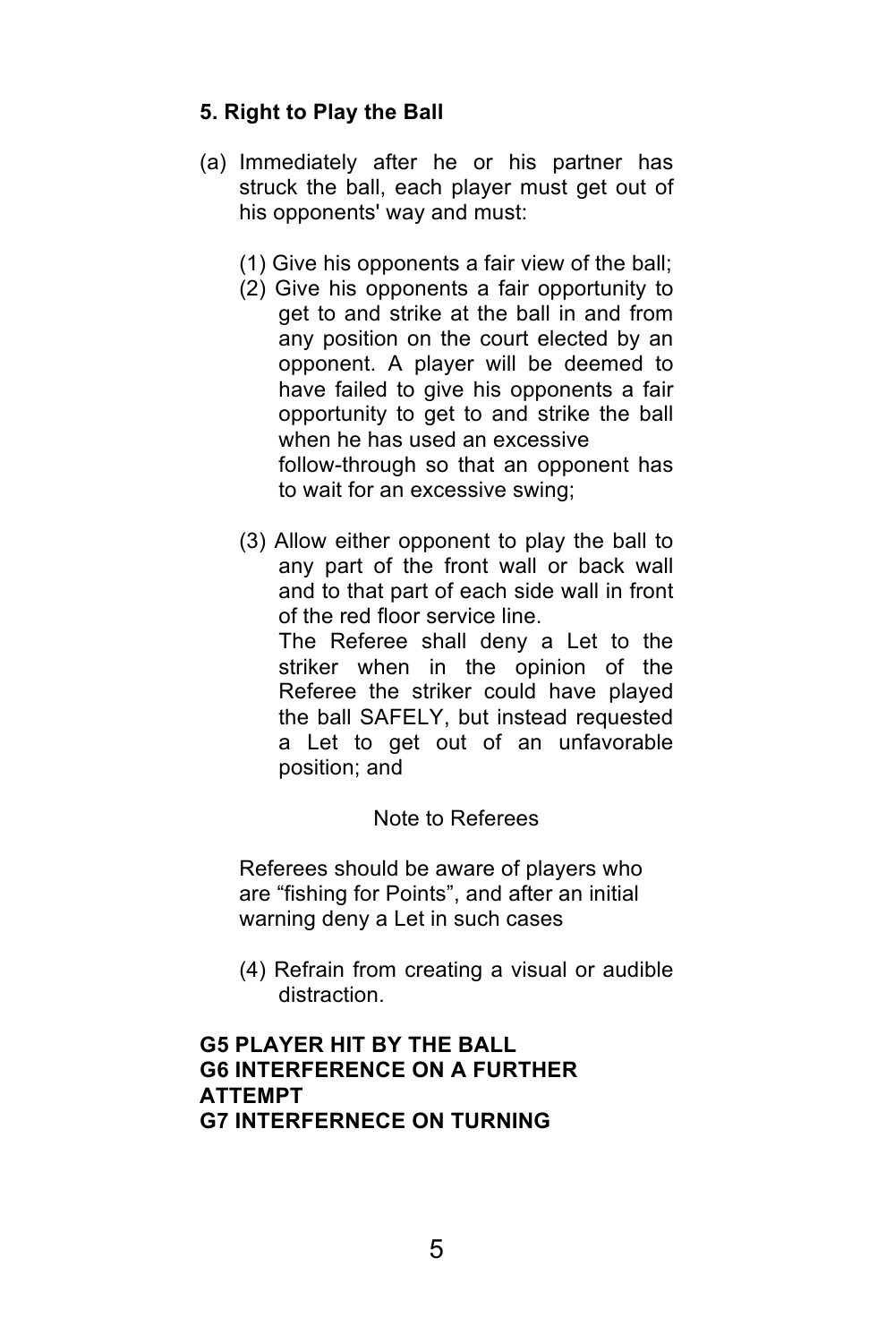**5. Right to Play the Ball**

(a) Immediately after he or his partner has struck the ball, each player must get out of his opponents' way and must:

(1) Give his opponents a fair view of the ball;

(2) Give his opponents a fair opportunity to get to and strike at the ball in and from any position on the court elected by an opponent. A player will be deemed to have failed to give his opponents a fair opportunity to get to and strike the ball when he has used an excessive follow-through so that an opponent has to wait for an excessive swing;

(3) Allow either opponent to play the ball to any part of the front wall or back wall and to that part of each side wall in front of the red floor service line.
The Referee shall deny a Let to the striker when in the opinion of the Referee the striker could have played the ball SAFELY, but instead requested a Let to get out of an unfavorable position; and

Note to Referees

Referees should be aware of players who are "fishing for Points", and after an initial warning deny a Let in such cases

(4) Refrain from creating a visual or audible distraction.

**G5 PLAYER HIT BY THE BALL**
**G6 INTERFERENCE ON A FURTHER ATTEMPT**
**G7 INTERFERNECE ON TURNING**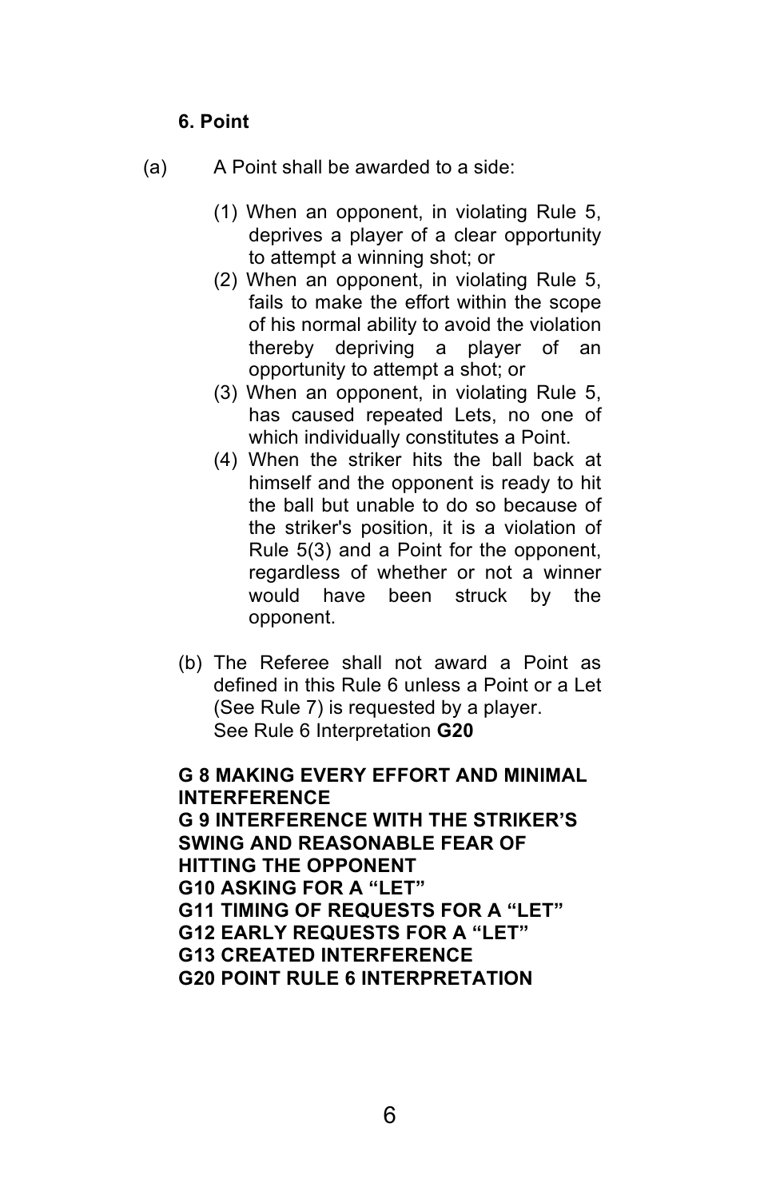### 6. Point

(a) A Point shall be awarded to a side:

(1) When an opponent, in violating Rule 5, deprives a player of a clear opportunity to attempt a winning shot; or

(2) When an opponent, in violating Rule 5, fails to make the effort within the scope of his normal ability to avoid the violation thereby depriving a player of an opportunity to attempt a shot; or

(3) When an opponent, in violating Rule 5, has caused repeated Lets, no one of which individually constitutes a Point.

(4) When the striker hits the ball back at himself and the opponent is ready to hit the ball but unable to do so because of the striker's position, it is a violation of Rule 5(3) and a Point for the opponent, regardless of whether or not a winner would have been struck by the opponent.

(b) The Referee shall not award a Point as defined in this Rule 6 unless a Point or a Let (See Rule 7) is requested by a player.
See Rule 6 Interpretation **G20**

**G 8 MAKING EVERY EFFORT AND MINIMAL INTERFERENCE**
**G 9 INTERFERENCE WITH THE STRIKER'S SWING AND REASONABLE FEAR OF HITTING THE OPPONENT**
**G10 ASKING FOR A "LET"**
**G11 TIMING OF REQUESTS FOR A "LET"**
**G12 EARLY REQUESTS FOR A "LET"**
**G13 CREATED INTERFERENCE**
**G20 POINT RULE 6 INTERPRETATION**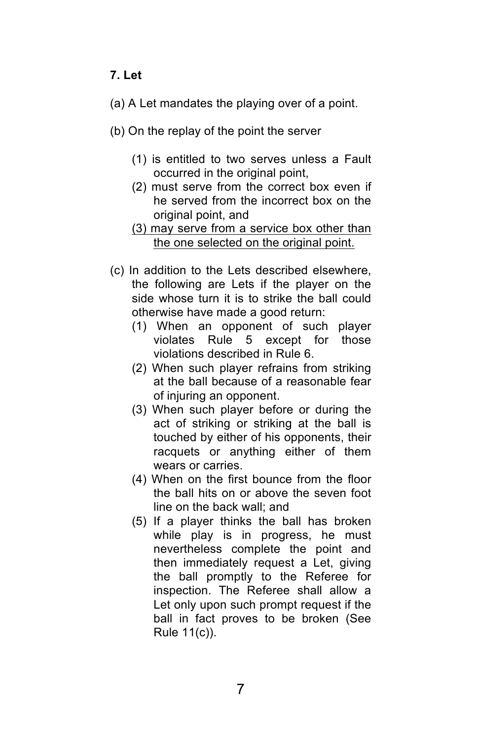**7. Let**

(a) A Let mandates the playing over of a point.

(b) On the replay of the point the server

- (1) is entitled to two serves unless a Fault occurred in the original point,
- (2) must serve from the correct box even if he served from the incorrect box on the original point, and
- <u>(3) may serve from a service box other than the one selected on the original point.</u>

(c) In addition to the Lets described elsewhere, the following are Lets if the player on the side whose turn it is to strike the ball could otherwise have made a good return:

- (1) When an opponent of such player violates Rule 5 except for those violations described in Rule 6.
- (2) When such player refrains from striking at the ball because of a reasonable fear of injuring an opponent.
- (3) When such player before or during the act of striking or striking at the ball is touched by either of his opponents, their racquets or anything either of them wears or carries.
- (4) When on the first bounce from the floor the ball hits on or above the seven foot line on the back wall; and
- (5) If a player thinks the ball has broken while play is in progress, he must nevertheless complete the point and then immediately request a Let, giving the ball promptly to the Referee for inspection. The Referee shall allow a Let only upon such prompt request if the ball in fact proves to be broken (See Rule 11(c)).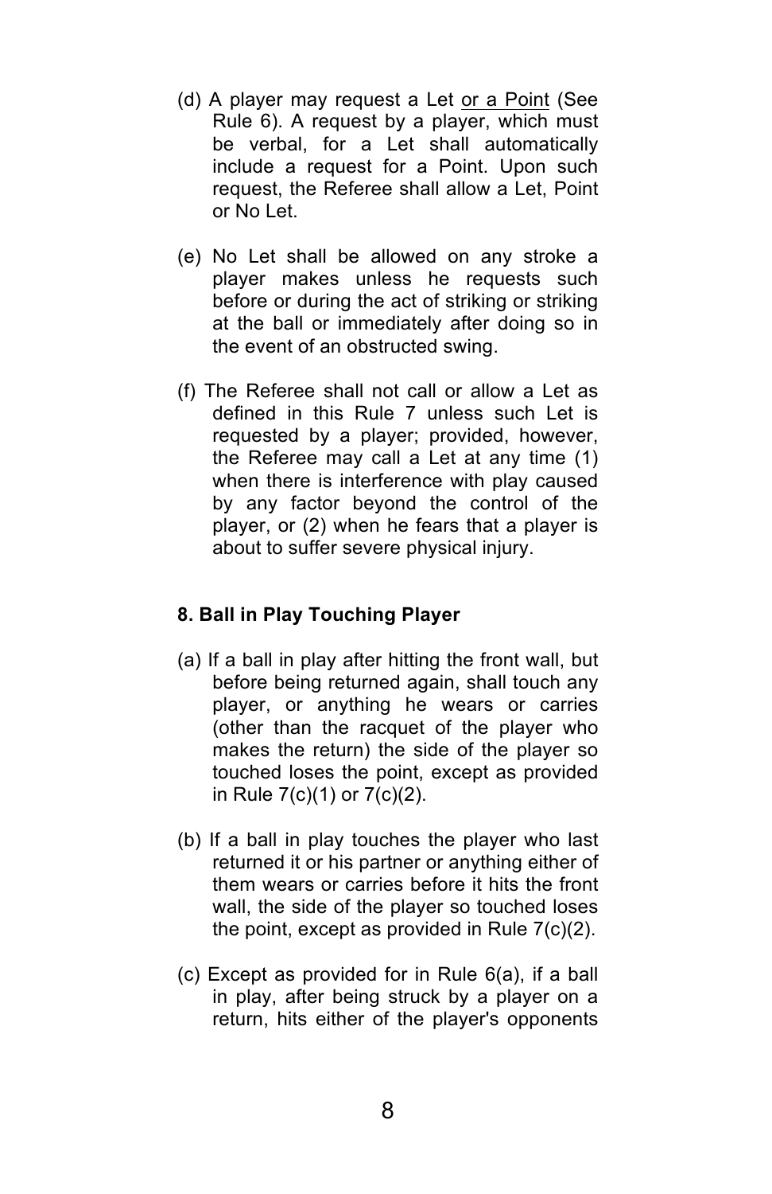(d) A player may request a Let <u>or a Point</u> (See Rule 6). A request by a player, which must be verbal, for a Let shall automatically include a request for a Point. Upon such request, the Referee shall allow a Let, Point or No Let.

(e) No Let shall be allowed on any stroke a player makes unless he requests such before or during the act of striking or striking at the ball or immediately after doing so in the event of an obstructed swing.

(f) The Referee shall not call or allow a Let as defined in this Rule 7 unless such Let is requested by a player; provided, however, the Referee may call a Let at any time (1) when there is interference with play caused by any factor beyond the control of the player, or (2) when he fears that a player is about to suffer severe physical injury.

**8. Ball in Play Touching Player**

(a) If a ball in play after hitting the front wall, but before being returned again, shall touch any player, or anything he wears or carries (other than the racquet of the player who makes the return) the side of the player so touched loses the point, except as provided in Rule 7(c)(1) or 7(c)(2).

(b) If a ball in play touches the player who last returned it or his partner or anything either of them wears or carries before it hits the front wall, the side of the player so touched loses the point, except as provided in Rule 7(c)(2).

(c) Except as provided for in Rule 6(a), if a ball in play, after being struck by a player on a return, hits either of the player's opponents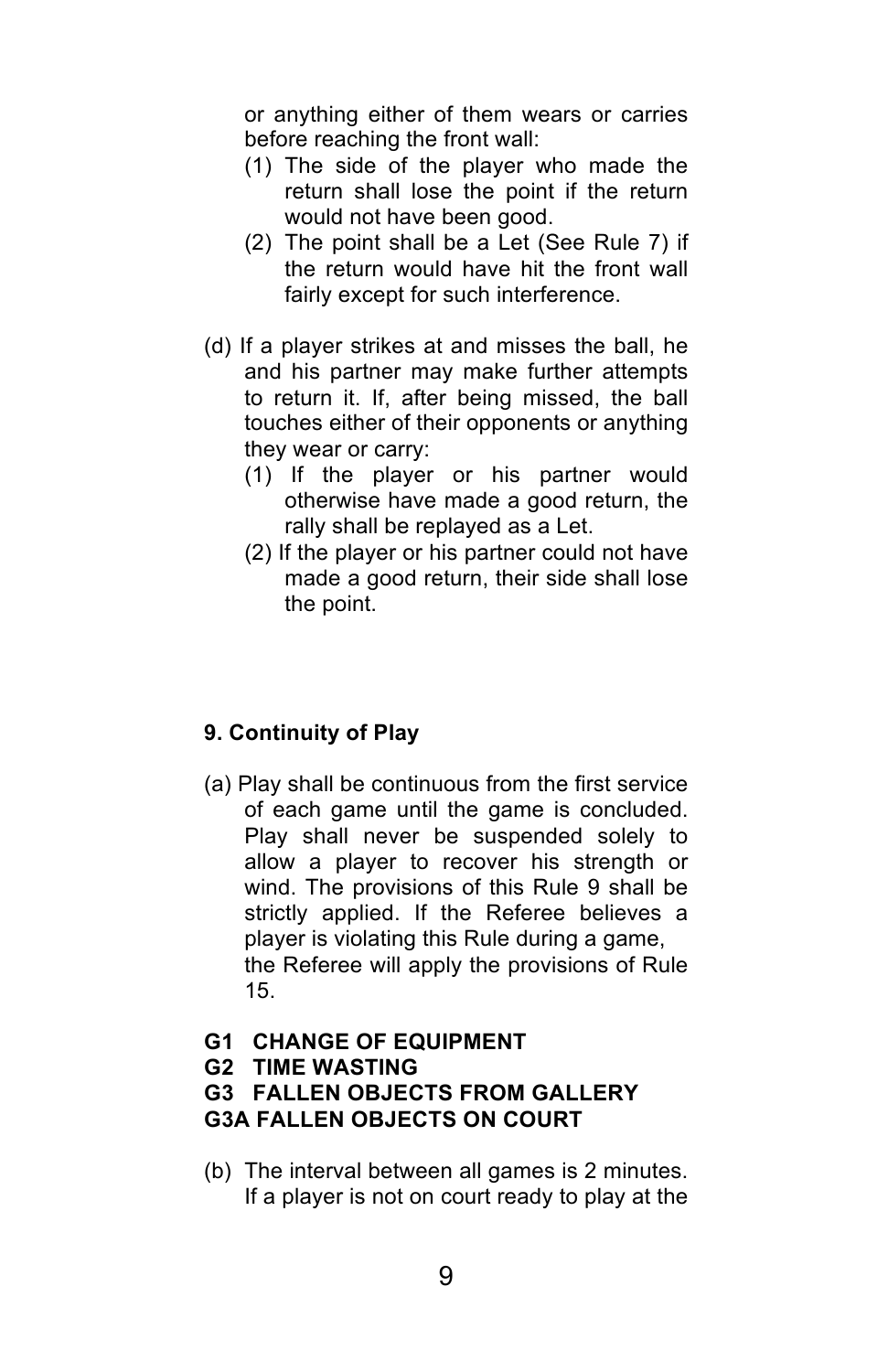or anything either of them wears or carries before reaching the front wall:

(1) The side of the player who made the return shall lose the point if the return would not have been good.

(2) The point shall be a Let (See Rule 7) if the return would have hit the front wall fairly except for such interference.

(d) If a player strikes at and misses the ball, he and his partner may make further attempts to return it. If, after being missed, the ball touches either of their opponents or anything they wear or carry:

(1) If the player or his partner would otherwise have made a good return, the rally shall be replayed as a Let.

(2) If the player or his partner could not have made a good return, their side shall lose the point.

**9. Continuity of Play**

(a) Play shall be continuous from the first service of each game until the game is concluded. Play shall never be suspended solely to allow a player to recover his strength or wind. The provisions of this Rule 9 shall be strictly applied. If the Referee believes a player is violating this Rule during a game, the Referee will apply the provisions of Rule 15.

**G1 CHANGE OF EQUIPMENT**
**G2 TIME WASTING**
**G3 FALLEN OBJECTS FROM GALLERY**
**G3A FALLEN OBJECTS ON COURT**

(b) The interval between all games is 2 minutes. If a player is not on court ready to play at the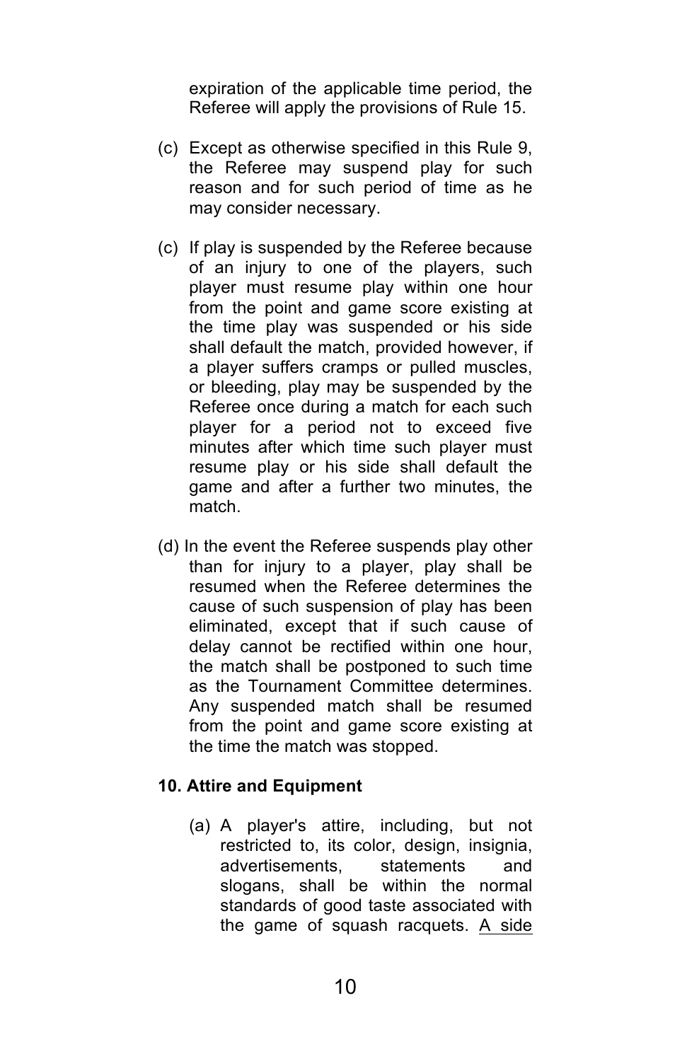expiration of the applicable time period, the Referee will apply the provisions of Rule 15.

(c) Except as otherwise specified in this Rule 9, the Referee may suspend play for such reason and for such period of time as he may consider necessary.

(c) If play is suspended by the Referee because of an injury to one of the players, such player must resume play within one hour from the point and game score existing at the time play was suspended or his side shall default the match, provided however, if a player suffers cramps or pulled muscles, or bleeding, play may be suspended by the Referee once during a match for each such player for a period not to exceed five minutes after which time such player must resume play or his side shall default the game and after a further two minutes, the match.

(d) In the event the Referee suspends play other than for injury to a player, play shall be resumed when the Referee determines the cause of such suspension of play has been eliminated, except that if such cause of delay cannot be rectified within one hour, the match shall be postponed to such time as the Tournament Committee determines. Any suspended match shall be resumed from the point and game score existing at the time the match was stopped.

**10. Attire and Equipment**

(a) A player's attire, including, but not restricted to, its color, design, insignia, advertisements, statements and slogans, shall be within the normal standards of good taste associated with the game of squash racquets. <u>A side</u>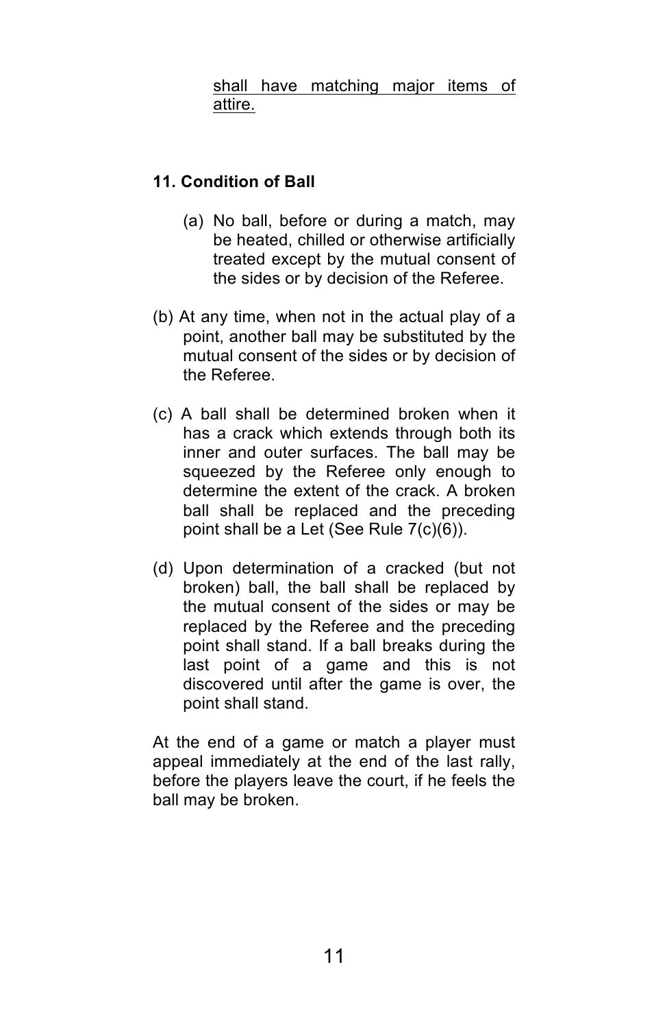<u>shall have matching major items of attire.</u>

## 11. Condition of Ball

(a) No ball, before or during a match, may be heated, chilled or otherwise artificially treated except by the mutual consent of the sides or by decision of the Referee.

(b) At any time, when not in the actual play of a point, another ball may be substituted by the mutual consent of the sides or by decision of the Referee.

(c) A ball shall be determined broken when it has a crack which extends through both its inner and outer surfaces. The ball may be squeezed by the Referee only enough to determine the extent of the crack. A broken ball shall be replaced and the preceding point shall be a Let (See Rule 7(c)(6)).

(d) Upon determination of a cracked (but not broken) ball, the ball shall be replaced by the mutual consent of the sides or may be replaced by the Referee and the preceding point shall stand. If a ball breaks during the last point of a game and this is not discovered until after the game is over, the point shall stand.

At the end of a game or match a player must appeal immediately at the end of the last rally, before the players leave the court, if he feels the ball may be broken.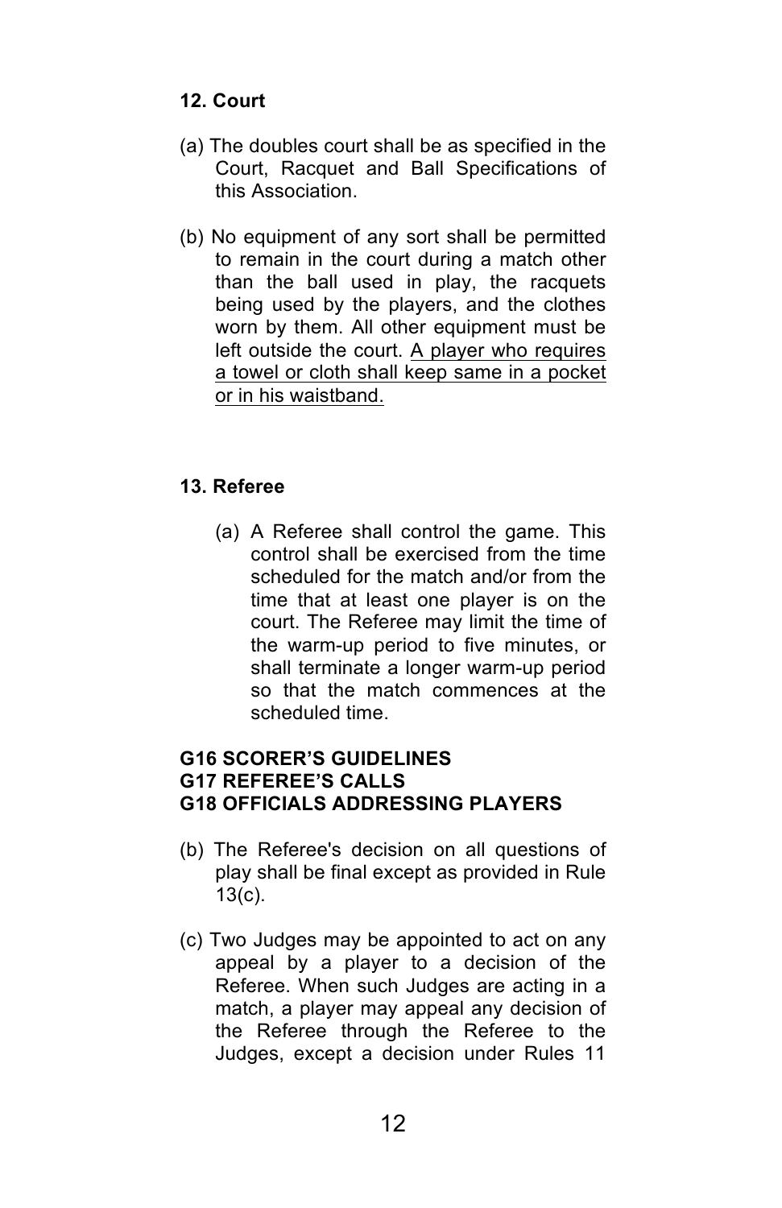**12. Court**

(a) The doubles court shall be as specified in the Court, Racquet and Ball Specifications of this Association.

(b) No equipment of any sort shall be permitted to remain in the court during a match other than the ball used in play, the racquets being used by the players, and the clothes worn by them. All other equipment must be left outside the court. <u>A player who requires a towel or cloth shall keep same in a pocket or in his waistband.</u>

**13. Referee**

(a) A Referee shall control the game. This control shall be exercised from the time scheduled for the match and/or from the time that at least one player is on the court. The Referee may limit the time of the warm-up period to five minutes, or shall terminate a longer warm-up period so that the match commences at the scheduled time.

**G16 SCORER'S GUIDELINES**
**G17 REFEREE'S CALLS**
**G18 OFFICIALS ADDRESSING PLAYERS**

(b) The Referee's decision on all questions of play shall be final except as provided in Rule 13(c).

(c) Two Judges may be appointed to act on any appeal by a player to a decision of the Referee. When such Judges are acting in a match, a player may appeal any decision of the Referee through the Referee to the Judges, except a decision under Rules 11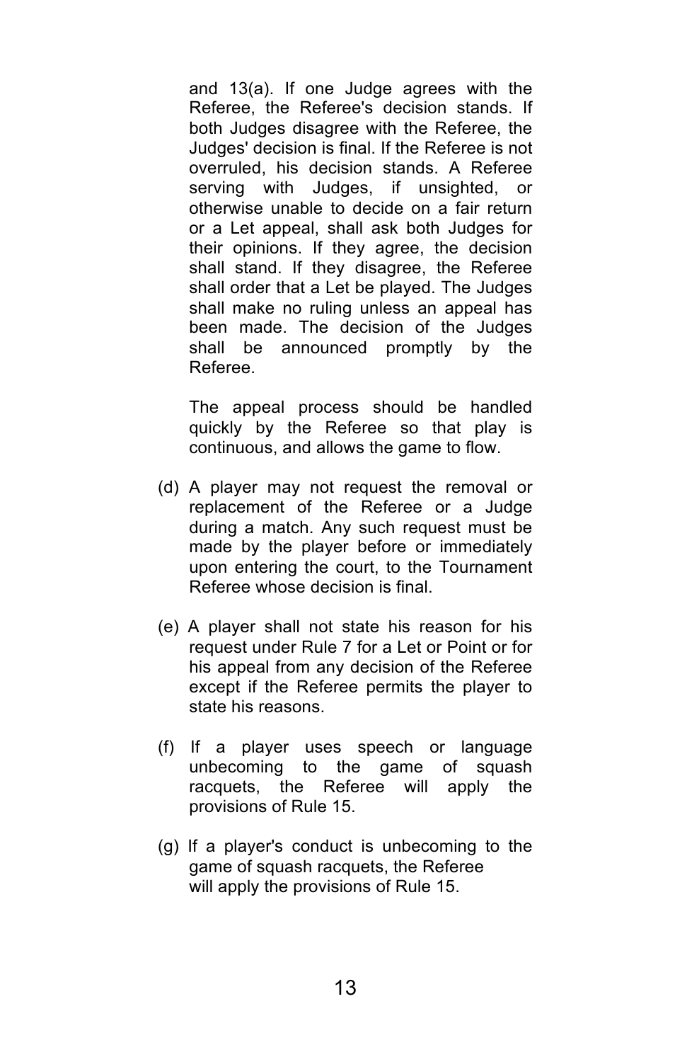and 13(a). If one Judge agrees with the Referee, the Referee's decision stands. If both Judges disagree with the Referee, the Judges' decision is final. If the Referee is not overruled, his decision stands. A Referee serving with Judges, if unsighted, or otherwise unable to decide on a fair return or a Let appeal, shall ask both Judges for their opinions. If they agree, the decision shall stand. If they disagree, the Referee shall order that a Let be played. The Judges shall make no ruling unless an appeal has been made. The decision of the Judges shall be announced promptly by the Referee.

The appeal process should be handled quickly by the Referee so that play is continuous, and allows the game to flow.

(d) A player may not request the removal or replacement of the Referee or a Judge during a match. Any such request must be made by the player before or immediately upon entering the court, to the Tournament Referee whose decision is final.

(e) A player shall not state his reason for his request under Rule 7 for a Let or Point or for his appeal from any decision of the Referee except if the Referee permits the player to state his reasons.

(f) If a player uses speech or language unbecoming to the game of squash racquets, the Referee will apply the provisions of Rule 15.

(g) If a player's conduct is unbecoming to the game of squash racquets, the Referee will apply the provisions of Rule 15.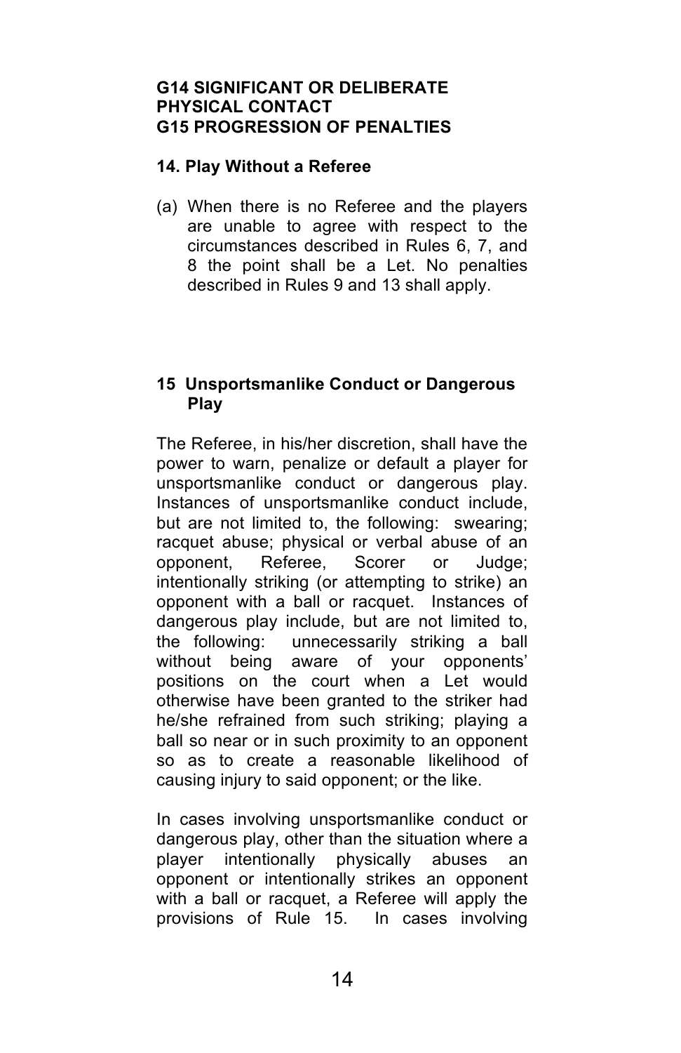**G14 SIGNIFICANT OR DELIBERATE PHYSICAL CONTACT**
**G15 PROGRESSION OF PENALTIES**

### 14. Play Without a Referee

(a) When there is no Referee and the players are unable to agree with respect to the circumstances described in Rules 6, 7, and 8 the point shall be a Let. No penalties described in Rules 9 and 13 shall apply.

### 15 Unsportsmanlike Conduct or Dangerous Play

The Referee, in his/her discretion, shall have the power to warn, penalize or default a player for unsportsmanlike conduct or dangerous play. Instances of unsportsmanlike conduct include, but are not limited to, the following: swearing; racquet abuse; physical or verbal abuse of an opponent, Referee, Scorer or Judge; intentionally striking (or attempting to strike) an opponent with a ball or racquet. Instances of dangerous play include, but are not limited to, the following: unnecessarily striking a ball without being aware of your opponents' positions on the court when a Let would otherwise have been granted to the striker had he/she refrained from such striking; playing a ball so near or in such proximity to an opponent so as to create a reasonable likelihood of causing injury to said opponent; or the like.

In cases involving unsportsmanlike conduct or dangerous play, other than the situation where a player intentionally physically abuses an opponent or intentionally strikes an opponent with a ball or racquet, a Referee will apply the provisions of Rule 15. In cases involving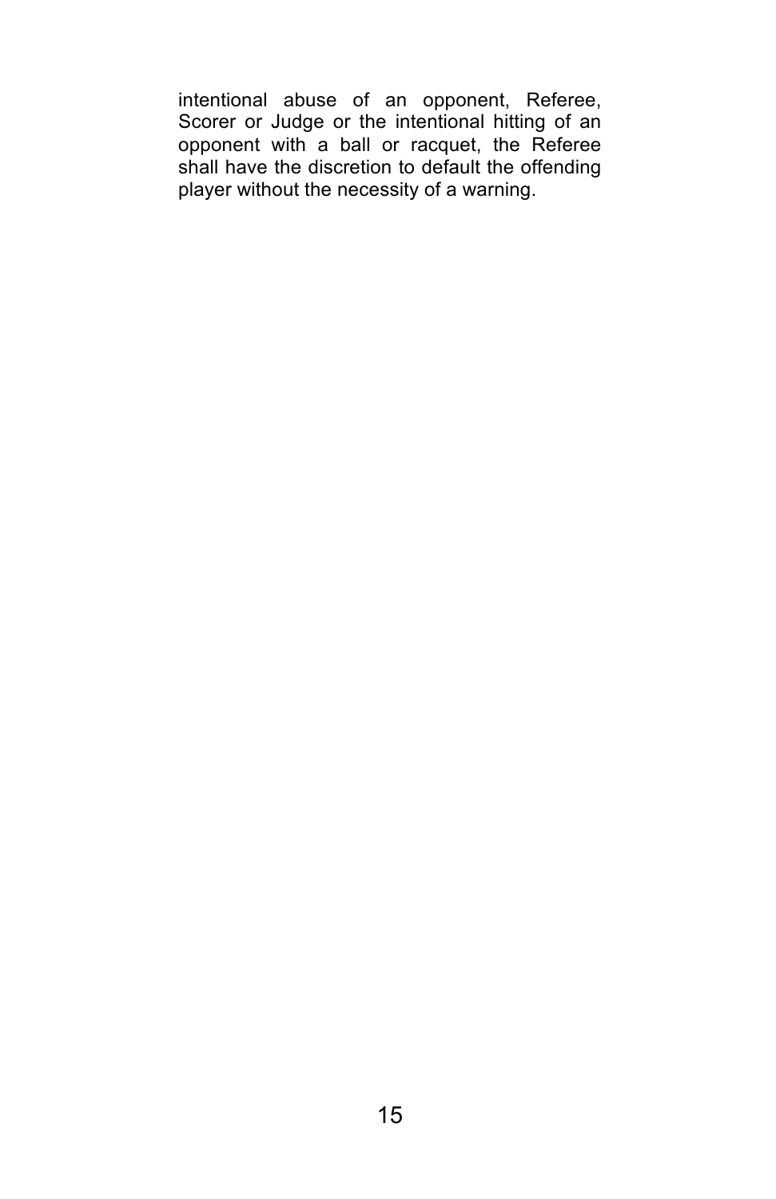intentional abuse of an opponent, Referee, Scorer or Judge or the intentional hitting of an opponent with a ball or racquet, the Referee shall have the discretion to default the offending player without the necessity of a warning.